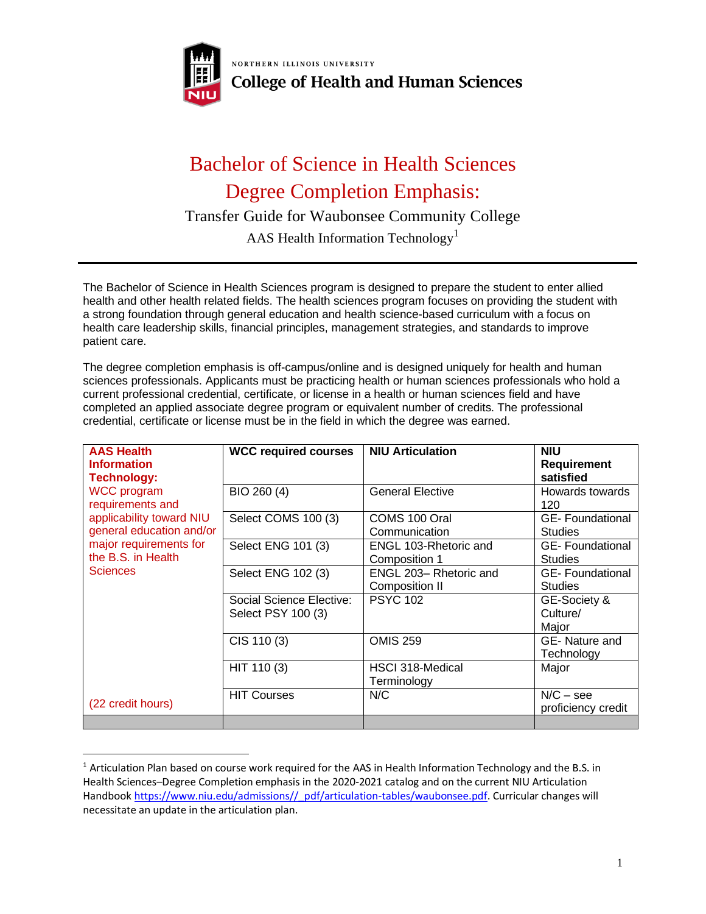NORTHERN ILLINOIS UNIVERSITY

College of Health and Human Sciences

# Bachelor of Science in Health Sciences Degree Completion Emphasis:

## Transfer Guide for Waubonsee Community College

### AAS Health Information Technology[1]

The Bachelor of Science in Health Sciences program is designed to prepare the student to enter allied health and other health related fields. The health sciences program focuses on providing the student with a strong foundation through general education and health science-based curriculum with a focus on health care leadership skills, financial principles, management strategies, and standards to improve patient care.

The degree completion emphasis is off-campus/online and is designed uniquely for health and human sciences professionals. Applicants must be practicing health or human sciences professionals who hold a current professional credential, certificate, or license in a health or human sciences field and have completed an applied associate degree program or equivalent number of credits. The professional credential, certificate or license must be in the field in which the degree was earned.

| **AAS Health Information Technology:** | **WCC required courses** | **NIU Articulation** | **NIU Requirement satisfied** |
|---|---|---|---|
| WCC program requirements and applicability toward NIU general education and/or major requirements for the B.S. in Health Sciences | BIO 260 (4) | General Elective | Howards towards 120 |
| | Select COMS 100 (3) | COMS 100 Oral Communication | GE- Foundational Studies |
| | Select ENG 101 (3) | ENGL 103-Rhetoric and Composition 1 | GE- Foundational Studies |
| | Select ENG 102 (3) | ENGL 203– Rhetoric and Composition II | GE- Foundational Studies |
| | Social Science Elective: Select PSY 100 (3) | PSYC 102 | GE-Society & Culture/ Major |
| | CIS 110 (3) | OMIS 259 | GE- Nature and Technology |
| | HIT 110 (3) | HSCI 318-Medical Terminology | Major |
| (22 credit hours) | HIT Courses | N/C | N/C – see proficiency credit |

[1] Articulation Plan based on course work required for the AAS in Health Information Technology and the B.S. in Health Sciences–Degree Completion emphasis in the 2020-2021 catalog and on the current NIU Articulation Handbook https://www.niu.edu/admissions//_pdf/articulation-tables/waubonsee.pdf. Curricular changes will necessitate an update in the articulation plan.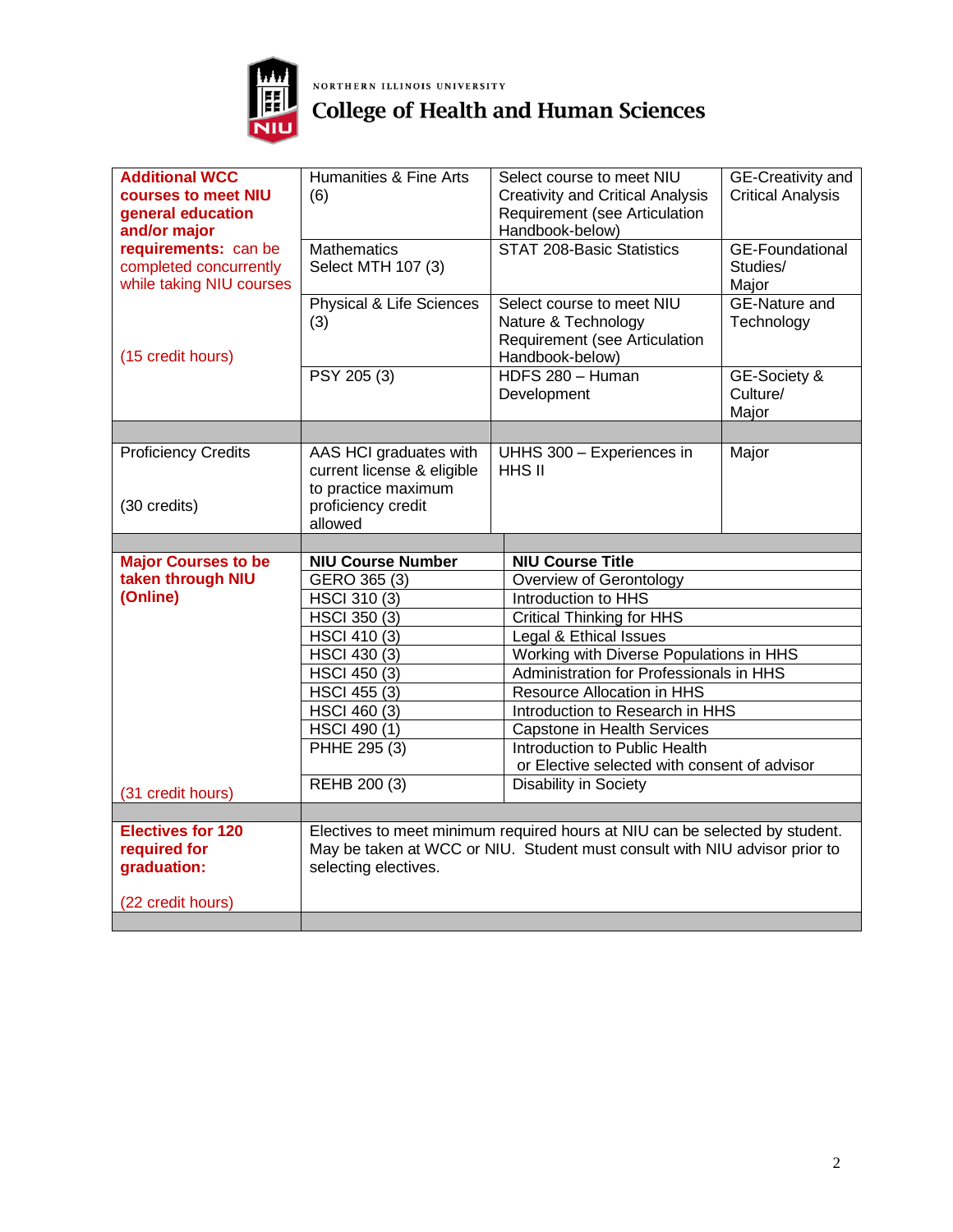NORTHERN ILLINOIS UNIVERSITY

**College of Health and Human Sciences**

| | | | |
|---|---|---|---|
| **Additional WCC courses to meet NIU general education and/or major requirements:** can be completed concurrently while taking NIU courses (15 credit hours) | Humanities & Fine Arts (6) | Select course to meet NIU Creativity and Critical Analysis Requirement (see Articulation Handbook-below) | GE-Creativity and Critical Analysis |
| | Mathematics Select MTH 107 (3) | STAT 208-Basic Statistics | GE-Foundational Studies/ Major |
| | Physical & Life Sciences (3) | Select course to meet NIU Nature & Technology Requirement (see Articulation Handbook-below) | GE-Nature and Technology |
| | PSY 205 (3) | HDFS 280 – Human Development | GE-Society & Culture/ Major |
| | | | |
| Proficiency Credits (30 credits) | AAS HCI graduates with current license & eligible to practice maximum proficiency credit allowed | UHHS 300 – Experiences in HHS II | Major |

| | | |
|---|---|---|
| **Major Courses to be taken through NIU (Online)** | **NIU Course Number** | **NIU Course Title** |
| | GERO 365 (3) | Overview of Gerontology |
| | HSCI 310 (3) | Introduction to HHS |
| | HSCI 350 (3) | Critical Thinking for HHS |
| | HSCI 410 (3) | Legal & Ethical Issues |
| | HSCI 430 (3) | Working with Diverse Populations in HHS |
| | HSCI 450 (3) | Administration for Professionals in HHS |
| | HSCI 455 (3) | Resource Allocation in HHS |
| | HSCI 460 (3) | Introduction to Research in HHS |
| | HSCI 490 (1) | Capstone in Health Services |
| | PHHE 295 (3) | Introduction to Public Health or Elective selected with consent of advisor |
| (31 credit hours) | REHB 200 (3) | Disability in Society |

| | |
|---|---|
| **Electives for 120 required for graduation:** (22 credit hours) | Electives to meet minimum required hours at NIU can be selected by student. May be taken at WCC or NIU. Student must consult with NIU advisor prior to selecting electives. |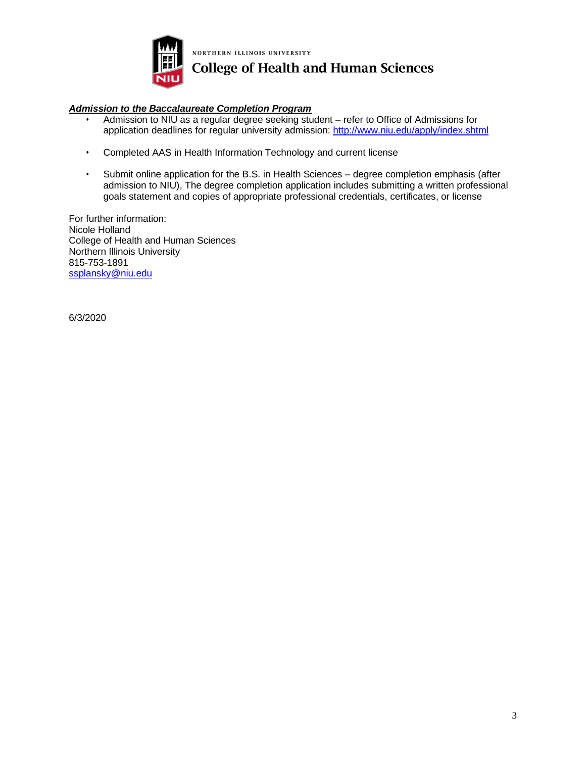NORTHERN ILLINOIS UNIVERSITY

**College of Health and Human Sciences**

***Admission to the Baccalaureate Completion Program***

- Admission to NIU as a regular degree seeking student – refer to Office of Admissions for application deadlines for regular university admission: http://www.niu.edu/apply/index.shtml
- Completed AAS in Health Information Technology and current license
- Submit online application for the B.S. in Health Sciences – degree completion emphasis (after admission to NIU), The degree completion application includes submitting a written professional goals statement and copies of appropriate professional credentials, certificates, or license

For further information:  
Nicole Holland  
College of Health and Human Sciences  
Northern Illinois University  
815-753-1891  
ssplansky@niu.edu

6/3/2020